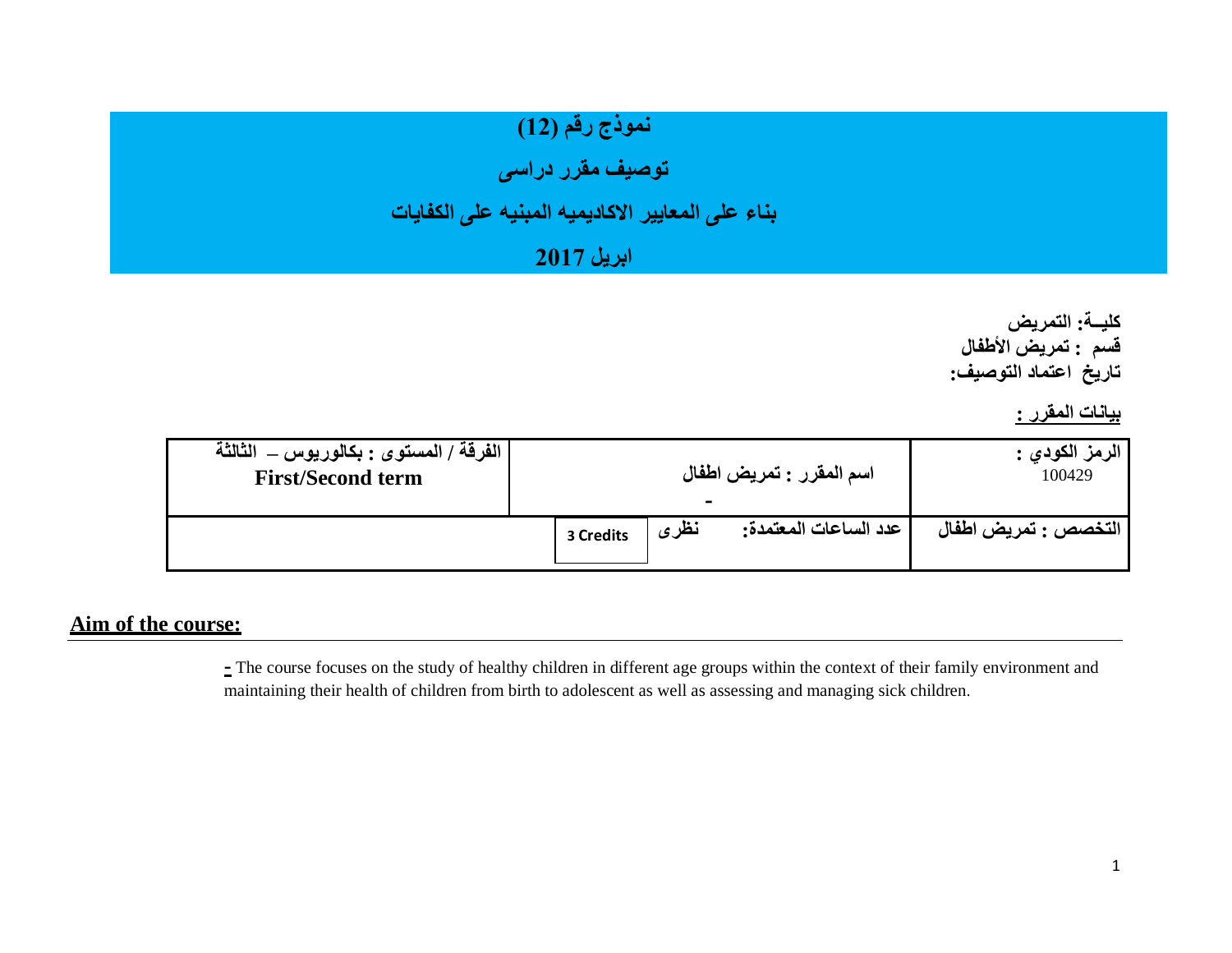# نموذج رقم (12)

## توصيف مقرر دراسى

## بناء على المعايير الاكاديميه المبنيه على الكفايات

## ابريل 2017

**كليــة: التمريض**
**قسم : تمريض الأطفال**
**تاريخ اعتماد التوصيف:**

**بيانات المقرر :**

| الرمز الكودي : 100429 | اسم المقرر : تمريض اطفال - | الفرقة / المستوى : بكالوريوس – الثالثة First/Second term |
| --- | --- | --- |
| التخصص : تمريض اطفال | عدد الساعات المعتمدة: نظرى 3 Credits | |

## Aim of the course:

- The course focuses on the study of healthy children in different age groups within the context of their family environment and maintaining their health of children from birth to adolescent as well as assessing and managing sick children.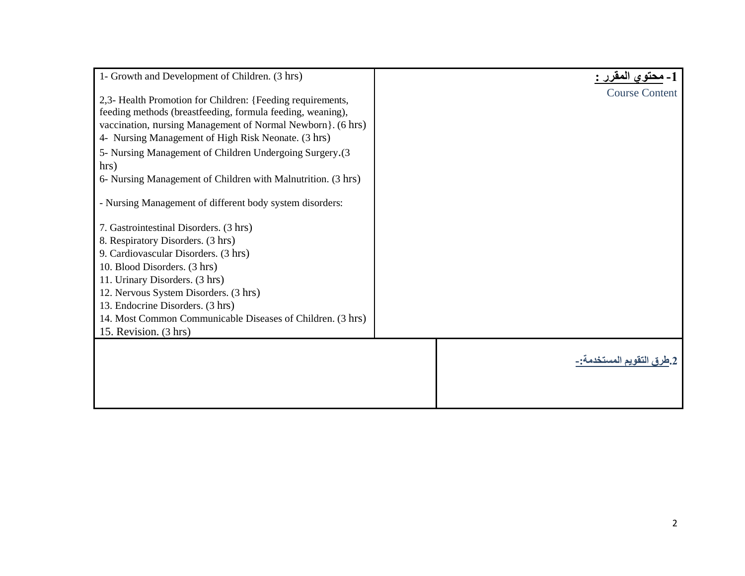| 1- محتوي المقرر : Course Content | 1- Growth and Development of Children. (3 hrs)<br><br>2,3- Health Promotion for Children: {Feeding requirements, feeding methods (breastfeeding, formula feeding, weaning), vaccination, nursing Management of Normal Newborn}. (6 hrs)<br>4- Nursing Management of High Risk Neonate. (3 hrs)<br>5- Nursing Management of Children Undergoing Surgery.(3 hrs)<br>6- Nursing Management of Children with Malnutrition. (3 hrs)<br><br>- Nursing Management of different body system disorders:<br><br>7. Gastrointestinal Disorders. (3 hrs)<br>8. Respiratory Disorders. (3 hrs)<br>9. Cardiovascular Disorders. (3 hrs)<br>10. Blood Disorders. (3 hrs)<br>11. Urinary Disorders. (3 hrs)<br>12. Nervous System Disorders. (3 hrs)<br>13. Endocrine Disorders. (3 hrs)<br>14. Most Common Communicable Diseases of Children. (3 hrs)<br>15. Revision. (3 hrs) |
|---|---|
| 2.طرق التقويم المستخدمة:- | |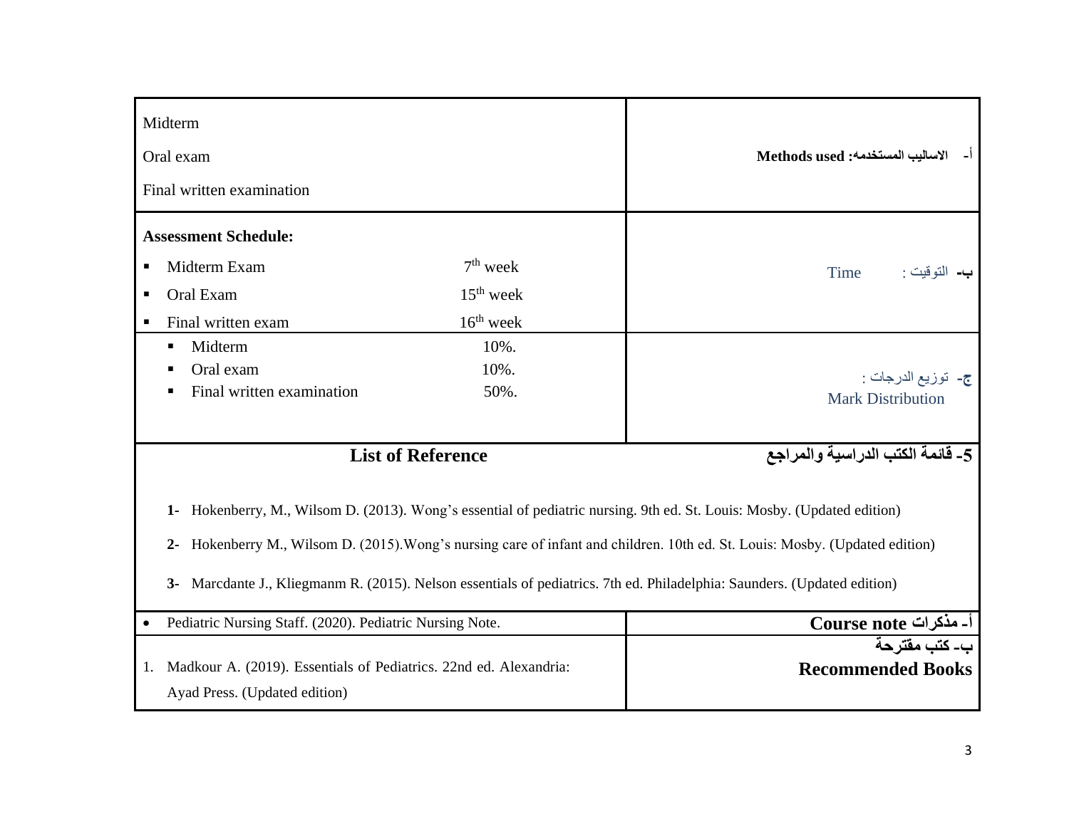| Midterm<br>Oral exam<br>Final written examination | أ- الاساليب المستخدمه: Methods used |
|---|---|
| **Assessment Schedule:**<br>▪ Midterm Exam — 7th week<br>▪ Oral Exam — 15th week<br>▪ Final written exam — 16th week | ب- التوقيت : Time |
| ▪ Midterm — 10%.<br>▪ Oral exam — 10%.<br>▪ Final written examination — 50%. | ج- توزيع الدرجات : Mark Distribution |

## List of Reference — 5- قائمة الكتب الدراسية والمراجع

1- Hokenberry, M., Wilsom D. (2013). Wong's essential of pediatric nursing. 9th ed. St. Louis: Mosby. (Updated edition)

2- Hokenberry M., Wilsom D. (2015).Wong's nursing care of infant and children. 10th ed. St. Louis: Mosby. (Updated edition)

3- Marcdante J., Kliegmanm R. (2015). Nelson essentials of pediatrics. 7th ed. Philadelphia: Saunders. (Updated edition)

| • Pediatric Nursing Staff. (2020). Pediatric Nursing Note. | **أ- مذكرات Course note** |
|---|---|
| 1. Madkour A. (2019). Essentials of Pediatrics. 22nd ed. Alexandria: Ayad Press. (Updated edition) | **ب- كتب مقترحة Recommended Books** |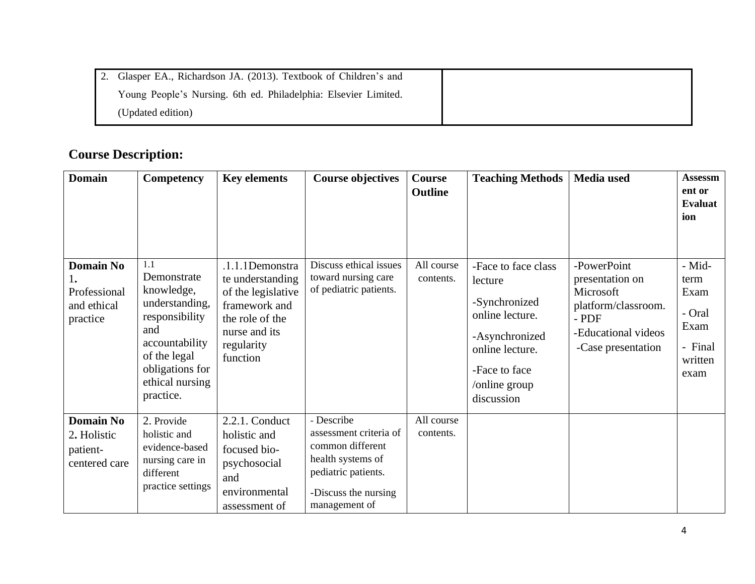| 2. Glasper EA., Richardson JA. (2013). Textbook of Children's and Young People's Nursing. 6th ed. Philadelphia: Elsevier Limited. (Updated edition) | |
|---|---|

## Course Description:

| Domain | Competency | Key elements | Course objectives | Course Outline | Teaching Methods | Media used | Assessment or Evaluation |
|---|---|---|---|---|---|---|---|
| **Domain No 1.** Professional and ethical practice | 1.1 Demonstrate knowledge, understanding, responsibility and accountability of the legal obligations for ethical nursing practice. | .1.1.1Demonstrate understanding of the legislative framework and the role of the nurse and its regularity function | Discuss ethical issues toward nursing care of pediatric patients. | All course contents. | -Face to face class lecture<br>-Synchronized online lecture.<br>-Asynchronized online lecture.<br>-Face to face /online group discussion | -PowerPoint presentation on Microsoft platform/classroom.<br>- PDF<br>-Educational videos<br>-Case presentation | - Mid-term Exam<br>- Oral Exam<br>- Final written exam |
| **Domain No 2.** Holistic patient-centered care | 2. Provide holistic and evidence-based nursing care in different practice settings | 2.2.1. Conduct holistic and focused bio-psychosocial and environmental assessment of | - Describe assessment criteria of common different health systems of pediatric patients.<br>-Discuss the nursing management of | All course contents. | | | |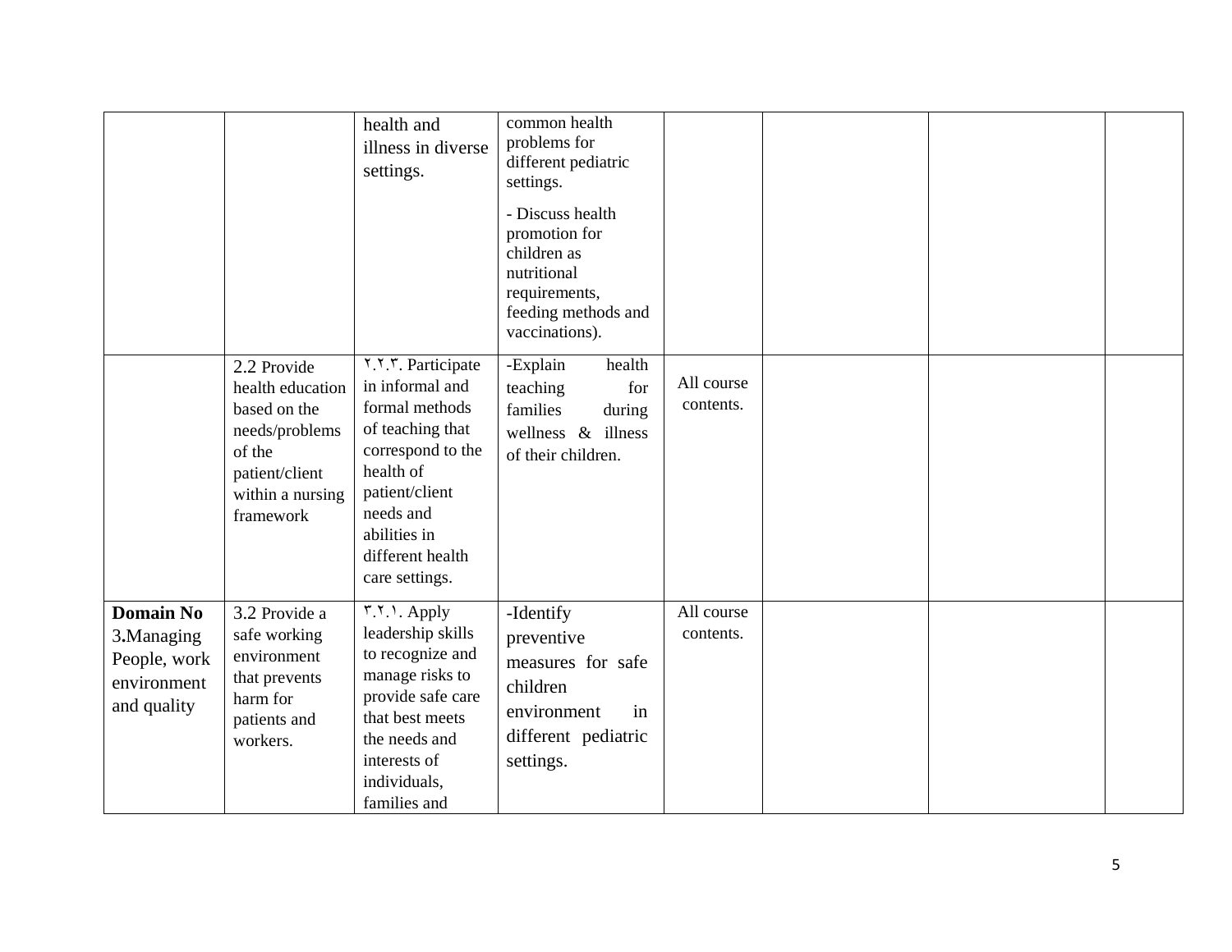| | | | | | | | |
|---|---|---|---|---|---|---|---|
| | | health and illness in diverse settings. | common health problems for different pediatric settings.<br>- Discuss health promotion for children as nutritional requirements, feeding methods and vaccinations). | | | | |
| | 2.2 Provide health education based on the needs/problems of the patient/client within a nursing framework | ٢.٢.٣. Participate in informal and formal methods of teaching that correspond to the health of patient/client needs and abilities in different health care settings. | -Explain health teaching for families during wellness & illness of their children. | All course contents. | | | |
| **Domain No** 3.Managing People, work environment and quality | 3.2 Provide a safe working environment that prevents harm for patients and workers. | ٣.٢.١. Apply leadership skills to recognize and manage risks to provide safe care that best meets the needs and interests of individuals, families and | -Identify preventive measures for safe children environment in different pediatric settings. | All course contents. | | | |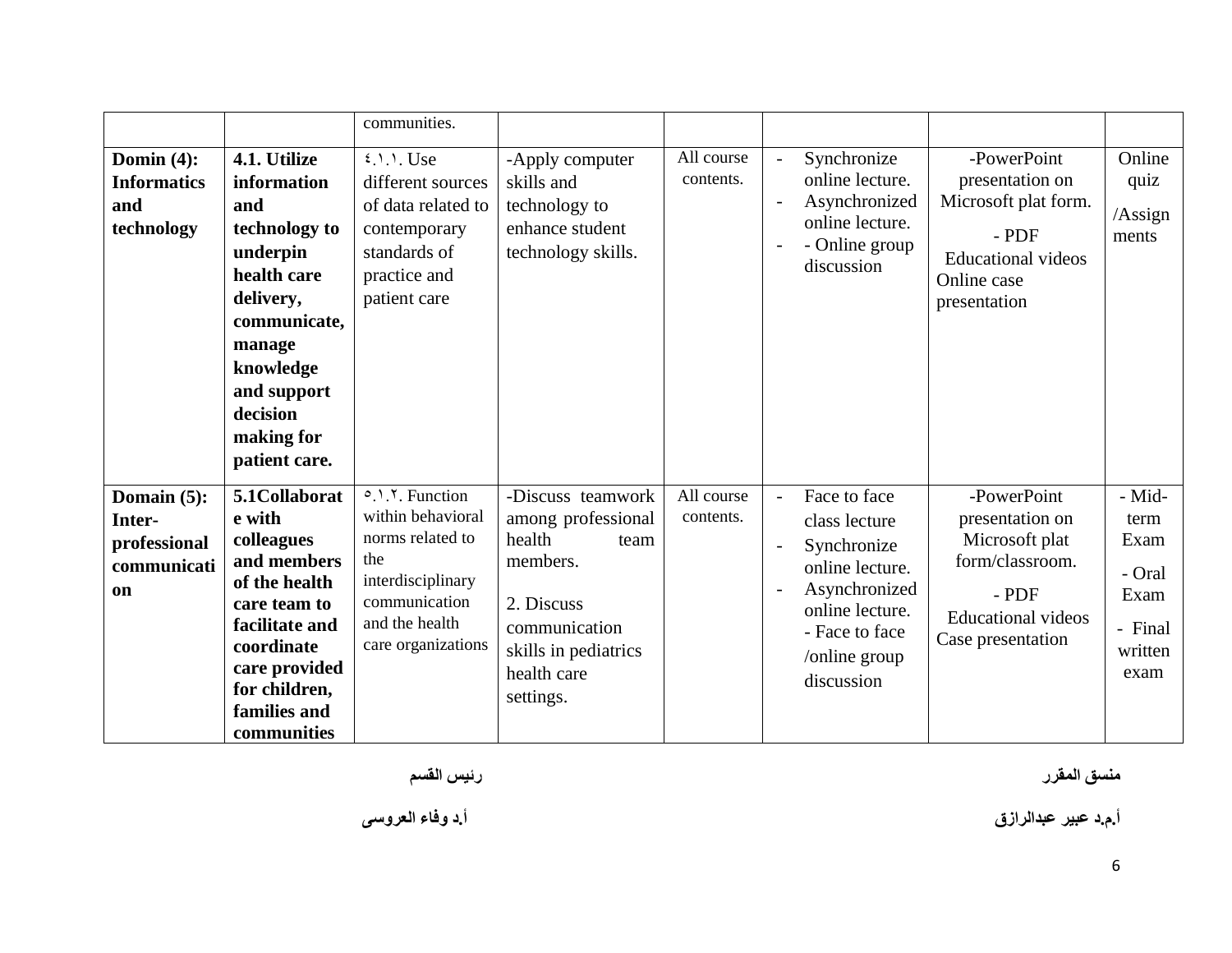| | | | | | | | |
|---|---|---|---|---|---|---|---|
| | | communities. | | | | | |
| **Domin (4): Informatics and technology** | **4.1. Utilize information and technology to underpin health care delivery, communicate, manage knowledge and support decision making for patient care.** | ٤.١.١. Use different sources of data related to contemporary standards of practice and patient care | -Apply computer skills and technology to enhance student technology skills. | All course contents. | - Synchronize online lecture.<br>- Asynchronized online lecture.<br>- - Online group discussion | -PowerPoint presentation on Microsoft plat form.<br>- PDF<br>Educational videos<br>Online case presentation | Online quiz<br>/Assignments |
| **Domain (5): Inter-professional communication** | **5.1Collaborate with colleagues and members of the health care team to facilitate and coordinate care provided for children, families and communities** | ٥.١.٢. Function within behavioral norms related to the interdisciplinary communication and the health care organizations | -Discuss teamwork among professional health team members.<br><br>2. Discuss communication skills in pediatrics health care settings. | All course contents. | - Face to face class lecture<br>- Synchronize online lecture.<br>- Asynchronized online lecture.<br>- Face to face /online group discussion | -PowerPoint presentation on Microsoft plat form/classroom.<br>- PDF<br>Educational videos<br>Case presentation | - Mid-term Exam<br>- Oral Exam<br>- Final written exam |

**منسق المقرر** &nbsp;&nbsp;&nbsp;&nbsp;&nbsp;&nbsp;&nbsp;&nbsp;&nbsp;&nbsp;&nbsp;&nbsp;&nbsp;&nbsp;&nbsp;&nbsp;&nbsp;&nbsp;&nbsp;&nbsp; **رئيس القسم**

**أ.م.د عبير عبدالرازق** &nbsp;&nbsp;&nbsp;&nbsp;&nbsp;&nbsp;&nbsp;&nbsp;&nbsp;&nbsp;&nbsp;&nbsp; **أ.د وفاء العروسى**